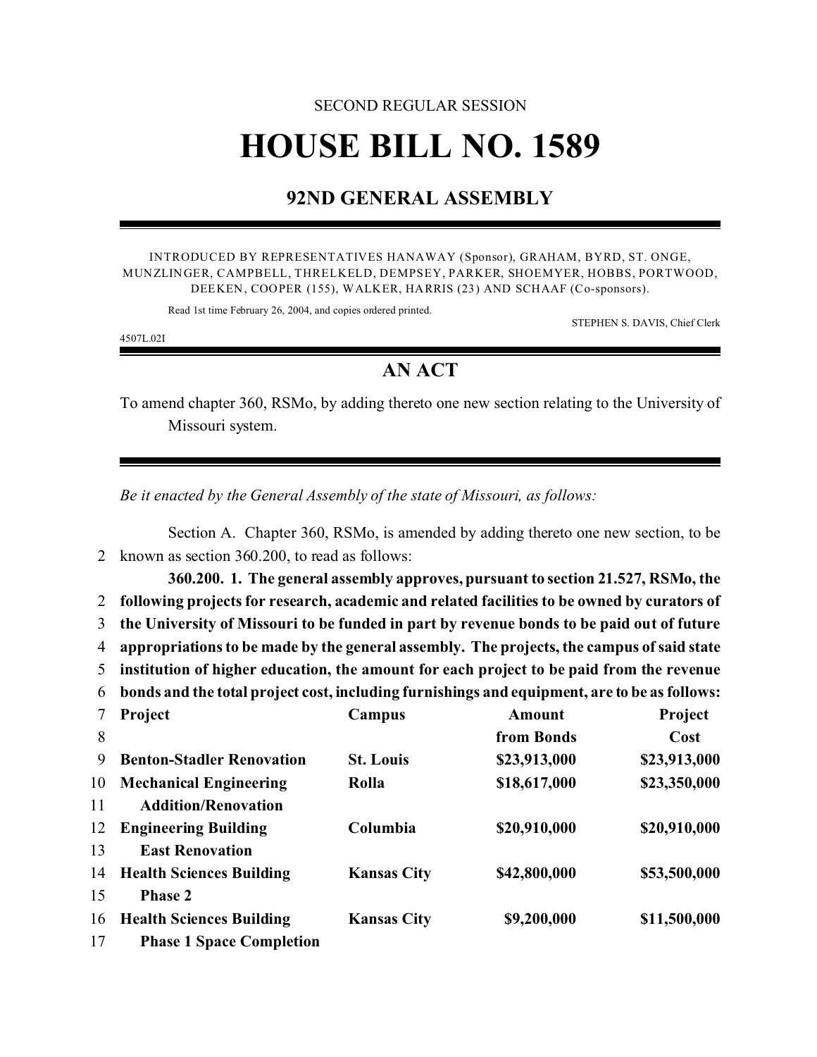SECOND REGULAR SESSION

# HOUSE BILL NO. 1589

## 92ND GENERAL ASSEMBLY

INTRODUCED BY REPRESENTATIVES HANAWAY (Sponsor), GRAHAM, BYRD, ST. ONGE, MUNZLINGER, CAMPBELL, THRELKELD, DEMPSEY, PARKER, SHOEMYER, HOBBS, PORTWOOD, DEEKEN, COOPER (155), WALKER, HARRIS (23) AND SCHAAF (Co-sponsors).

Read 1st time February 26, 2004, and copies ordered printed.

STEPHEN S. DAVIS, Chief Clerk

4507L.02I

## AN ACT

To amend chapter 360, RSMo, by adding thereto one new section relating to the University of Missouri system.

*Be it enacted by the General Assembly of the state of Missouri, as follows:*

Section A. Chapter 360, RSMo, is amended by adding thereto one new section, to be known as section 360.200, to read as follows:

**360.200. 1. The general assembly approves, pursuant to section 21.527, RSMo, the following projects for research, academic and related facilities to be owned by curators of the University of Missouri to be funded in part by revenue bonds to be paid out of future appropriations to be made by the general assembly. The projects, the campus of said state institution of higher education, the amount for each project to be paid from the revenue bonds and the total project cost, including furnishings and equipment, are to be as follows:**

| Project | Campus | Amount from Bonds | Project Cost |
|---|---|---|---|
| **Benton-Stadler Renovation** | **St. Louis** | **$23,913,000** | **$23,913,000** |
| **Mechanical Engineering Addition/Renovation** | **Rolla** | **$18,617,000** | **$23,350,000** |
| **Engineering Building East Renovation** | **Columbia** | **$20,910,000** | **$20,910,000** |
| **Health Sciences Building Phase 2** | **Kansas City** | **$42,800,000** | **$53,500,000** |
| **Health Sciences Building Phase 1 Space Completion** | **Kansas City** | **$9,200,000** | **$11,500,000** |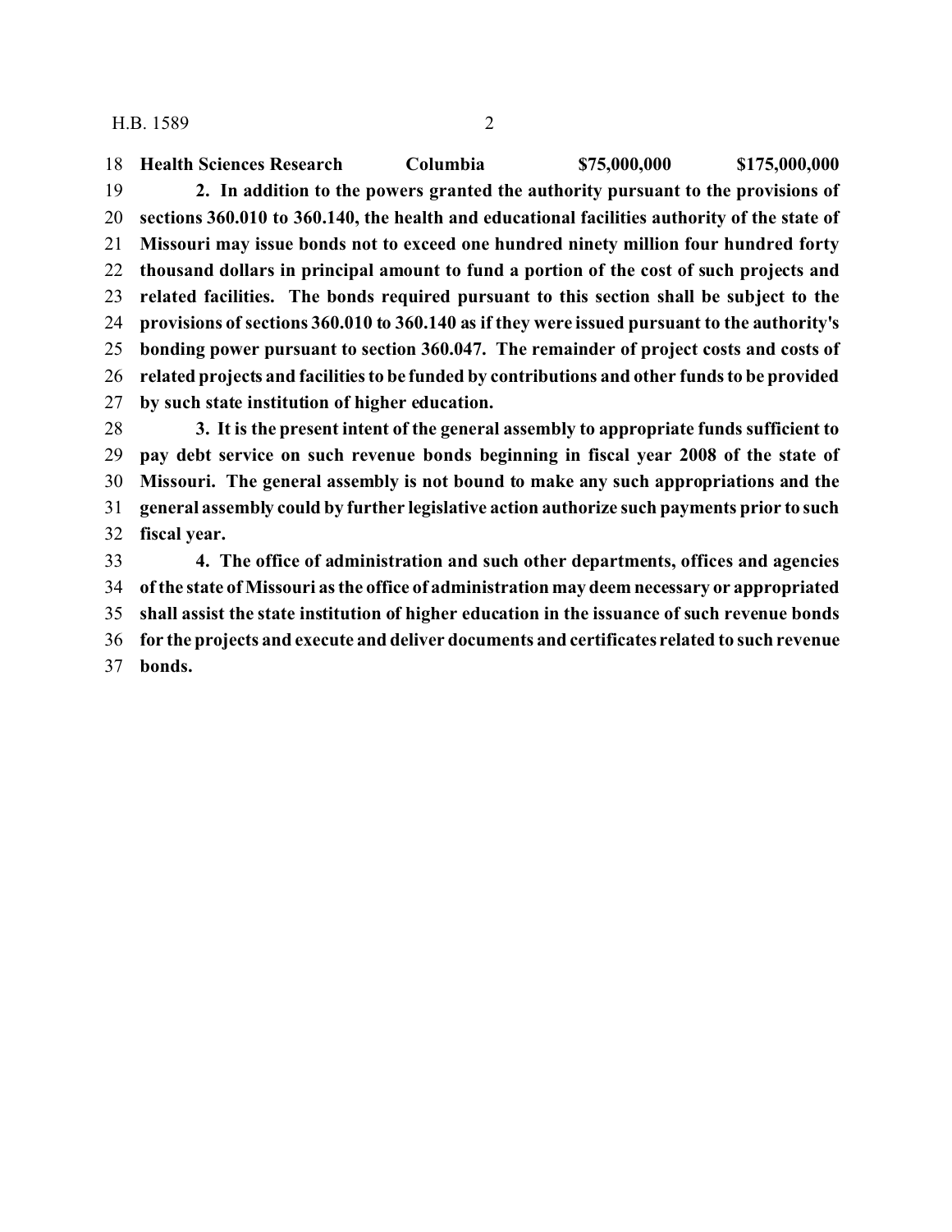| | | | |
|---|---|---|---|
| **Health Sciences Research** | **Columbia** | **$75,000,000** | **$175,000,000** |

**2. In addition to the powers granted the authority pursuant to the provisions of sections 360.010 to 360.140, the health and educational facilities authority of the state of Missouri may issue bonds not to exceed one hundred ninety million four hundred forty thousand dollars in principal amount to fund a portion of the cost of such projects and related facilities. The bonds required pursuant to this section shall be subject to the provisions of sections 360.010 to 360.140 as if they were issued pursuant to the authority's bonding power pursuant to section 360.047. The remainder of project costs and costs of related projects and facilities to be funded by contributions and other funds to be provided by such state institution of higher education.**

**3. It is the present intent of the general assembly to appropriate funds sufficient to pay debt service on such revenue bonds beginning in fiscal year 2008 of the state of Missouri. The general assembly is not bound to make any such appropriations and the general assembly could by further legislative action authorize such payments prior to such fiscal year.**

**4. The office of administration and such other departments, offices and agencies of the state of Missouri as the office of administration may deem necessary or appropriated shall assist the state institution of higher education in the issuance of such revenue bonds for the projects and execute and deliver documents and certificates related to such revenue bonds.**